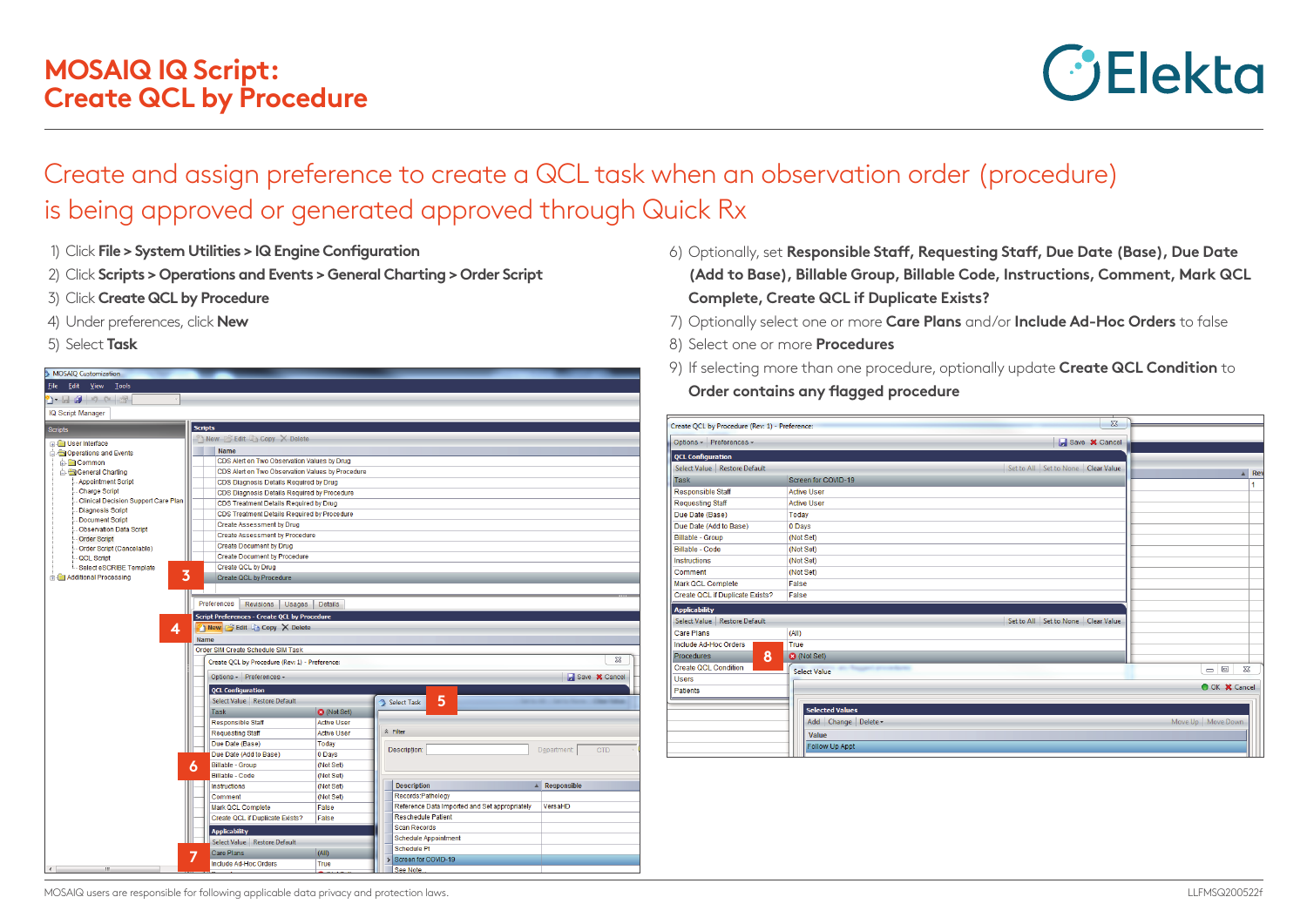# MOSAIQ IQ Script: Create QCL by Procedure

## Create and assign preference to create a QCL task when an observation order (procedure) is being approved or generated approved through Quick Rx

1) Click **File > System Utilities > IQ Engine Configuration**
2) Click **Scripts > Operations and Events > General Charting > Order Script**
3) Click **Create QCL by Procedure**
4) Under preferences, click **New**
5) Select **Task**
6) Optionally, set **Responsible Staff, Requesting Staff, Due Date (Base), Due Date (Add to Base), Billable Group, Billable Code, Instructions, Comment, Mark QCL Complete, Create QCL if Duplicate Exists?**
7) Optionally select one or more **Care Plans** and/or **Include Ad-Hoc Orders** to false
8) Select one or more **Procedures**
9) If selecting more than one procedure, optionally update **Create QCL Condition** to **Order contains any flagged procedure**

MOSAIQ users are responsible for following applicable data privacy and protection laws.

LLFMSQ200522f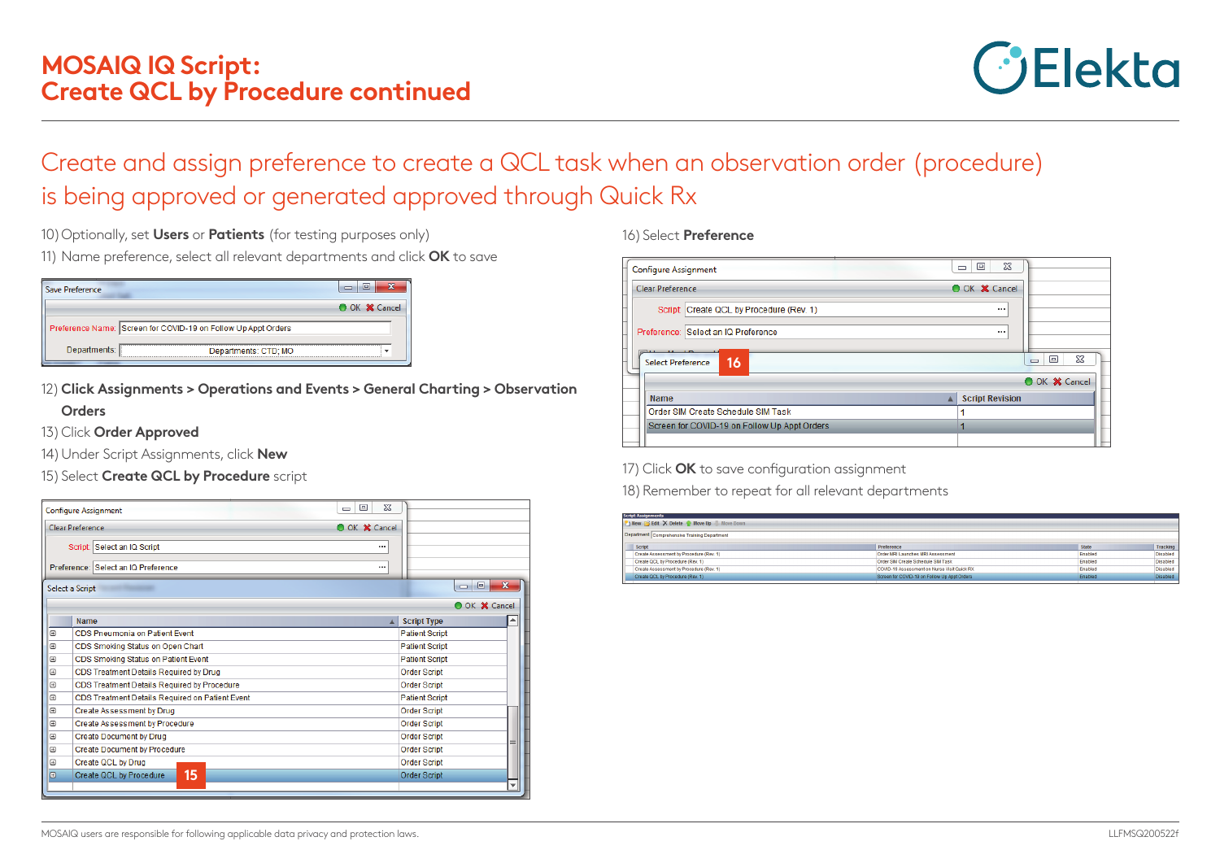# MOSAIQ IQ Script: Create QCL by Procedure continued

## Create and assign preference to create a QCL task when an observation order (procedure) is being approved or generated approved through Quick Rx

10) Optionally, set **Users** or **Patients** (for testing purposes only)

11) Name preference, select all relevant departments and click **OK** to save

Save Preference

OK Cancel

Preference Name: Screen for COVID-19 on Follow Up Appt Orders

Departments: Departments: CTD; MO

12) **Click Assignments > Operations and Events > General Charting > Observation Orders**

13) Click **Order Approved**

14) Under Script Assignments, click **New**

15) Select **Create QCL by Procedure** script

Configure Assignment

Clear Preference OK Cancel

Script: Select an IQ Script

Preference: Select an IQ Preference

Select a Script

OK Cancel

| Name | Script Type |
|---|---|
| CDS Pneumonia on Patient Event | Patient Script |
| CDS Smoking Status on Open Chart | Patient Script |
| CDS Smoking Status on Patient Event | Patient Script |
| CDS Treatment Details Required by Drug | Order Script |
| CDS Treatment Details Required by Procedure | Order Script |
| CDS Treatment Details Required on Patient Event | Patient Script |
| Create Assessment by Drug | Order Script |
| Create Assessment by Procedure | Order Script |
| Create Document by Drug | Order Script |
| Create Document by Procedure | Order Script |
| Create QCL by Drug | Order Script |
| Create QCL by Procedure | Order Script |

15

16) Select **Preference**

Configure Assignment

Clear Preference OK Cancel

Script: Create QCL by Procedure (Rev 1)

Preference: Select an IQ Preference

Select Preference 16

OK Cancel

| Name | Script Revision |
|---|---|
| Order SIM Create Schedule SIM Task | 1 |
| Screen for COVID-19 on Follow Up Appt Orders | 1 |

17) Click **OK** to save configuration assignment

18) Remember to repeat for all relevant departments

Script Assignments

New Edit Delete Move Up Move Down

Department: Comprehensive Training Department

| Script | Preference | State | Tracking |
|---|---|---|---|
| Create Assessment by Procedure (Rev. 1) | Order MRI Launches MRI Assessment | Enabled | Disabled |
| Create QCL by Procedure (Rev. 1) | Order SIM Create Schedule SIM Task | Enabled | Disabled |
| Create Assessment by Procedure (Rev. 1) | COVID-19 Assessment on Nurse Visit Quick RX | Enabled | Disabled |
| Create QCL by Procedure (Rev. 1) | Screen for COVID-19 on Follow Up Appt Orders | Enabled | Disabled |

MOSAIQ users are responsible for following applicable data privacy and protection laws.

LLFMSQ200522f